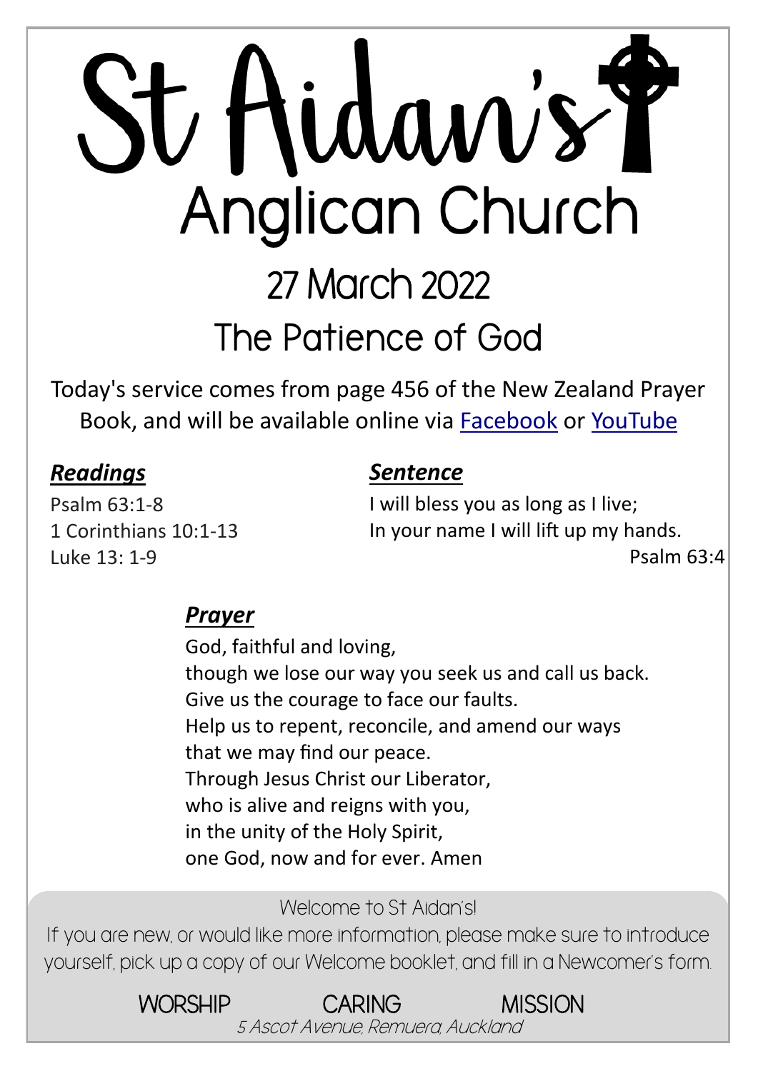# St Aidan's

## Anglican Church

## 27 March 2022

## The Patience of God

Today's service comes from page 456 of the New Zealand Prayer Book, and will be available online via [Facebook]() or [YouTube]()

### *Readings*

Psalm 63:1-8
1 Corinthians 10:1-13
Luke 13: 1-9

### *Sentence*

I will bless you as long as I live;
In your name I will lift up my hands.
Psalm 63:4

### *Prayer*

God, faithful and loving,
though we lose our way you seek us and call us back.
Give us the courage to face our faults.
Help us to repent, reconcile, and amend our ways
that we may find our peace.
Through Jesus Christ our Liberator,
who is alive and reigns with you,
in the unity of the Holy Spirit,
one God, now and for ever. Amen

Welcome to St Aidan's!
If you are new, or would like more information, please make sure to introduce yourself, pick up a copy of our Welcome booklet, and fill in a Newcomer's form.

WORSHIP CARING MISSION

*5 Ascot Avenue, Remuera, Auckland*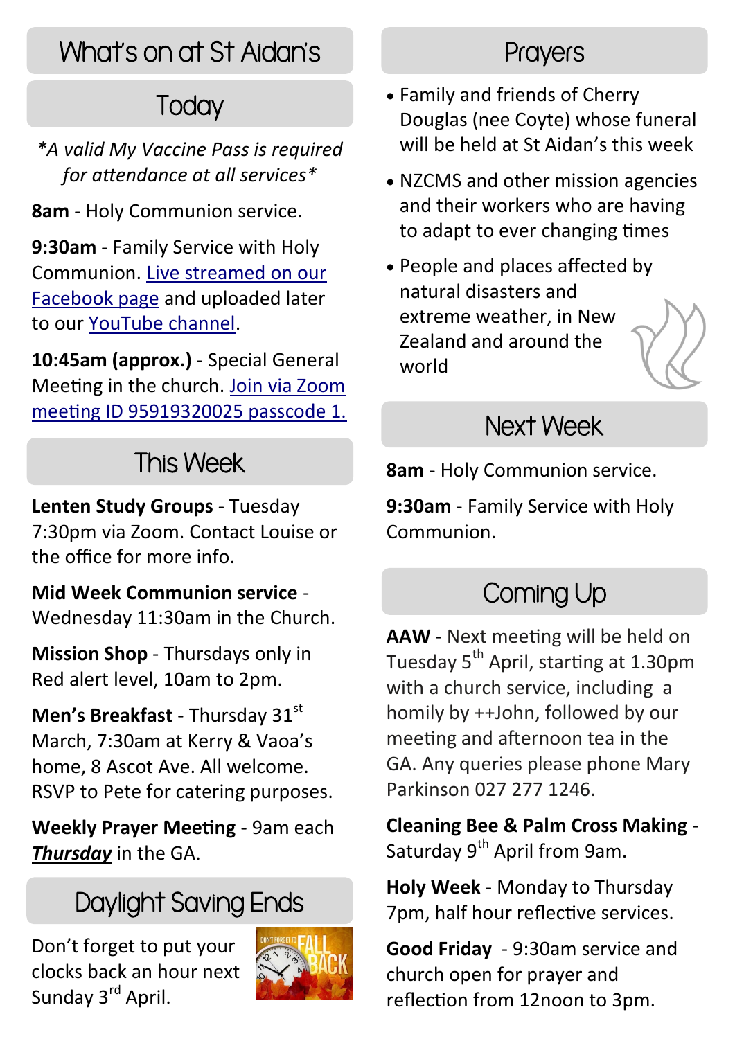# What's on at St Aidan's

## Today

*\*A valid My Vaccine Pass is required for attendance at all services\**

**8am** - Holy Communion service.

**9:30am** - Family Service with Holy Communion. Live streamed on our Facebook page and uploaded later to our YouTube channel.

**10:45am (approx.)** - Special General Meeting in the church. Join via Zoom meeting ID 95919320025 passcode 1.

## This Week

**Lenten Study Groups** - Tuesday 7:30pm via Zoom. Contact Louise or the office for more info.

**Mid Week Communion service** - Wednesday 11:30am in the Church.

**Mission Shop** - Thursdays only in Red alert level, 10am to 2pm.

**Men's Breakfast** - Thursday 31st March, 7:30am at Kerry & Vaoa's home, 8 Ascot Ave. All welcome. RSVP to Pete for catering purposes.

**Weekly Prayer Meeting** - 9am each ***Thursday*** in the GA.

## Daylight Saving Ends

Don't forget to put your clocks back an hour next Sunday 3rd April.

## Prayers

- Family and friends of Cherry Douglas (nee Coyte) whose funeral will be held at St Aidan's this week
- NZCMS and other mission agencies and their workers who are having to adapt to ever changing times
- People and places affected by natural disasters and extreme weather, in New Zealand and around the world

## Next Week

**8am** - Holy Communion service.

**9:30am** - Family Service with Holy Communion.

## Coming Up

**AAW** - Next meeting will be held on Tuesday 5th April, starting at 1.30pm with a church service, including a homily by ++John, followed by our meeting and afternoon tea in the GA. Any queries please phone Mary Parkinson 027 277 1246.

**Cleaning Bee & Palm Cross Making** - Saturday 9th April from 9am.

**Holy Week** - Monday to Thursday 7pm, half hour reflective services.

**Good Friday** - 9:30am service and church open for prayer and reflection from 12noon to 3pm.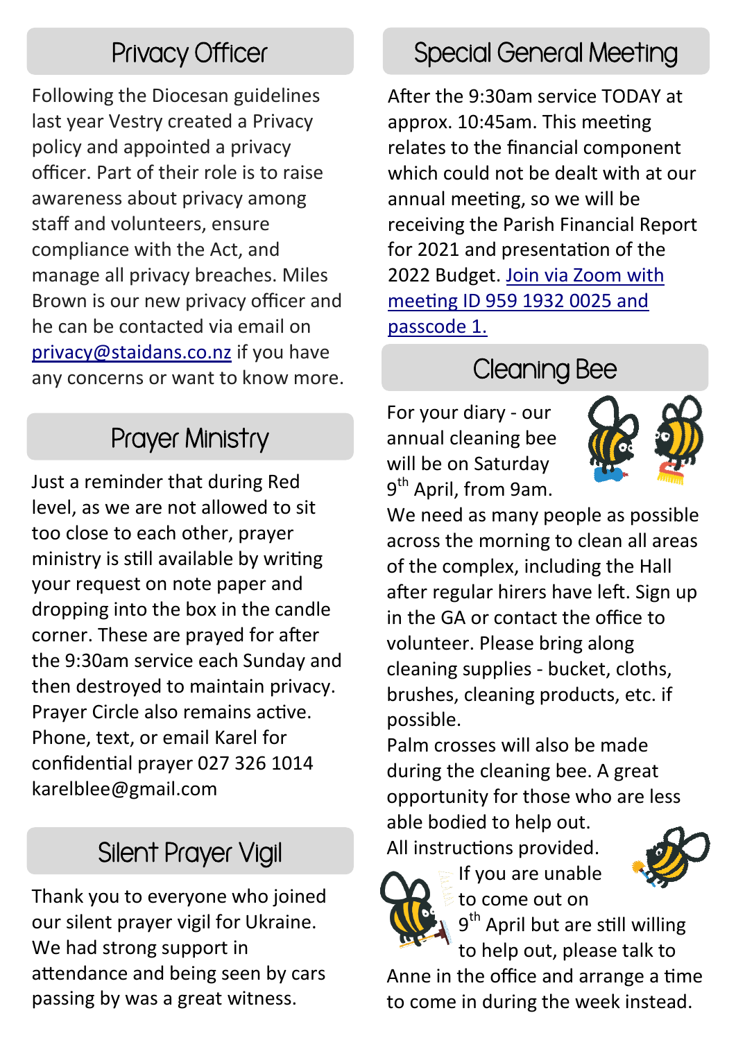## Privacy Officer

Following the Diocesan guidelines last year Vestry created a Privacy policy and appointed a privacy officer. Part of their role is to raise awareness about privacy among staff and volunteers, ensure compliance with the Act, and manage all privacy breaches. Miles Brown is our new privacy officer and he can be contacted via email on privacy@staidans.co.nz if you have any concerns or want to know more.

## Prayer Ministry

Just a reminder that during Red level, as we are not allowed to sit too close to each other, prayer ministry is still available by writing your request on note paper and dropping into the box in the candle corner. These are prayed for after the 9:30am service each Sunday and then destroyed to maintain privacy. Prayer Circle also remains active. Phone, text, or email Karel for confidential prayer 027 326 1014 karelblee@gmail.com

## Silent Prayer Vigil

Thank you to everyone who joined our silent prayer vigil for Ukraine. We had strong support in attendance and being seen by cars passing by was a great witness.

## Special General Meeting

After the 9:30am service TODAY at approx. 10:45am. This meeting relates to the financial component which could not be dealt with at our annual meeting, so we will be receiving the Parish Financial Report for 2021 and presentation of the 2022 Budget. Join via Zoom with meeting ID 959 1932 0025 and passcode 1.

## Cleaning Bee

For your diary - our annual cleaning bee will be on Saturday 9th April, from 9am. We need as many people as possible across the morning to clean all areas of the complex, including the Hall after regular hirers have left. Sign up in the GA or contact the office to volunteer. Please bring along cleaning supplies - bucket, cloths, brushes, cleaning products, etc. if possible.

Palm crosses will also be made during the cleaning bee. A great opportunity for those who are less able bodied to help out. All instructions provided.

If you are unable to come out on 9th April but are still willing to help out, please talk to Anne in the office and arrange a time to come in during the week instead.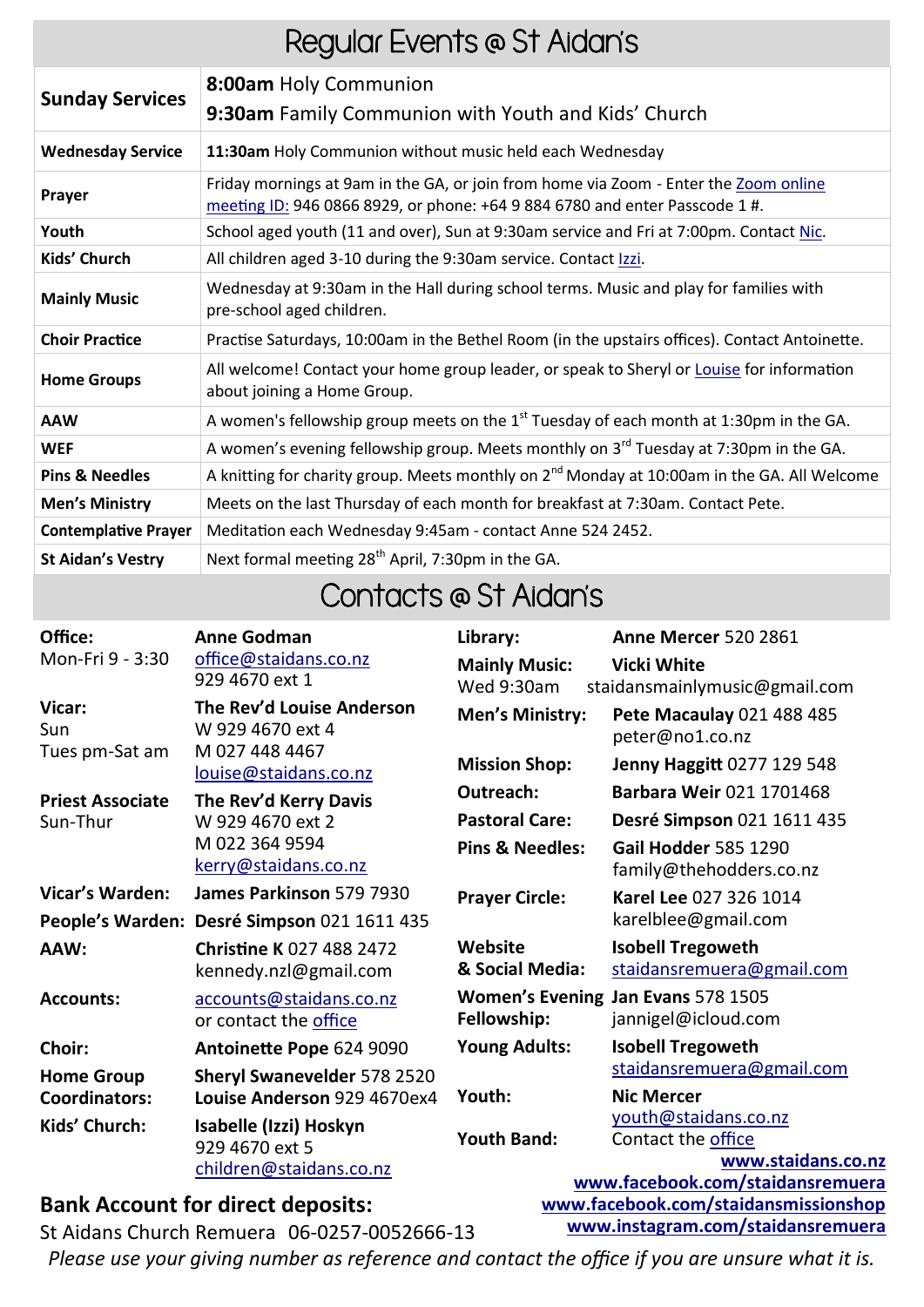# Regular Events @ St Aidan's

| | |
|---|---|
| **Sunday Services** | **8:00am** Holy Communion<br>**9:30am** Family Communion with Youth and Kids' Church |
| **Wednesday Service** | **11:30am** Holy Communion without music held each Wednesday |
| **Prayer** | Friday mornings at 9am in the GA, or join from home via Zoom - Enter the Zoom online meeting ID: 946 0866 8929, or phone: +64 9 884 6780 and enter Passcode 1 #. |
| **Youth** | School aged youth (11 and over), Sun at 9:30am service and Fri at 7:00pm. Contact Nic. |
| **Kids' Church** | All children aged 3-10 during the 9:30am service. Contact Izzi. |
| **Mainly Music** | Wednesday at 9:30am in the Hall during school terms. Music and play for families with pre-school aged children. |
| **Choir Practice** | Practise Saturdays, 10:00am in the Bethel Room (in the upstairs offices). Contact Antoinette. |
| **Home Groups** | All welcome! Contact your home group leader, or speak to Sheryl or Louise for information about joining a Home Group. |
| **AAW** | A women's fellowship group meets on the 1st Tuesday of each month at 1:30pm in the GA. |
| **WEF** | A women's evening fellowship group. Meets monthly on 3rd Tuesday at 7:30pm in the GA. |
| **Pins & Needles** | A knitting for charity group. Meets monthly on 2nd Monday at 10:00am in the GA. All Welcome |
| **Men's Ministry** | Meets on the last Thursday of each month for breakfast at 7:30am. Contact Pete. |
| **Contemplative Prayer** | Meditation each Wednesday 9:45am - contact Anne 524 2452. |
| **St Aidan's Vestry** | Next formal meeting 28th April, 7:30pm in the GA. |

# Contacts @ St Aidan's

**Office:** Mon-Fri 9 - 3:30 — **Anne Godman**, office@staidans.co.nz, 929 4670 ext 1

**Vicar:** Sun, Tues pm-Sat am — **The Rev'd Louise Anderson**, W 929 4670 ext 4, M 027 448 4467, louise@staidans.co.nz

**Priest Associate:** Sun-Thur — **The Rev'd Kerry Davis**, W 929 4670 ext 2, M 022 364 9594, kerry@staidans.co.nz

**Vicar's Warden:** **James Parkinson** 579 7930

**People's Warden:** **Desré Simpson** 021 1611 435

**AAW:** **Christine K** 027 488 2472, kennedy.nzl@gmail.com

**Accounts:** accounts@staidans.co.nz or contact the office

**Choir:** **Antoinette Pope** 624 9090

**Home Group Coordinators:** **Sheryl Swanevelder** 578 2520, **Louise Anderson** 929 4670ex4

**Kids' Church:** **Isabelle (Izzi) Hoskyn** 929 4670 ext 5, children@staidans.co.nz

**Library:** **Anne Mercer** 520 2861

**Mainly Music:** Wed 9:30am — **Vicki White**, staidansmainlymusic@gmail.com

**Men's Ministry:** **Pete Macaulay** 021 488 485, peter@no1.co.nz

**Mission Shop:** **Jenny Haggitt** 0277 129 548

**Outreach:** **Barbara Weir** 021 1701468

**Pastoral Care:** **Desré Simpson** 021 1611 435

**Pins & Needles:** **Gail Hodder** 585 1290, family@thehodders.co.nz

**Prayer Circle:** **Karel Lee** 027 326 1014, karelblee@gmail.com

**Website & Social Media:** **Isobell Tregoweth**, staidansremuera@gmail.com

**Women's Evening Fellowship:** **Jan Evans** 578 1505, jannigel@icloud.com

**Young Adults:** **Isobell Tregoweth**, staidansremuera@gmail.com

**Youth:** **Nic Mercer**, youth@staidans.co.nz

**Youth Band:** Contact the office

**www.staidans.co.nz**
**www.facebook.com/staidansremuera**
**www.facebook.com/staidansmissionshop**
**www.instagram.com/staidansremuera**

## Bank Account for direct deposits:

St Aidans Church Remuera 06-0257-0052666-13

*Please use your giving number as reference and contact the office if you are unsure what it is.*